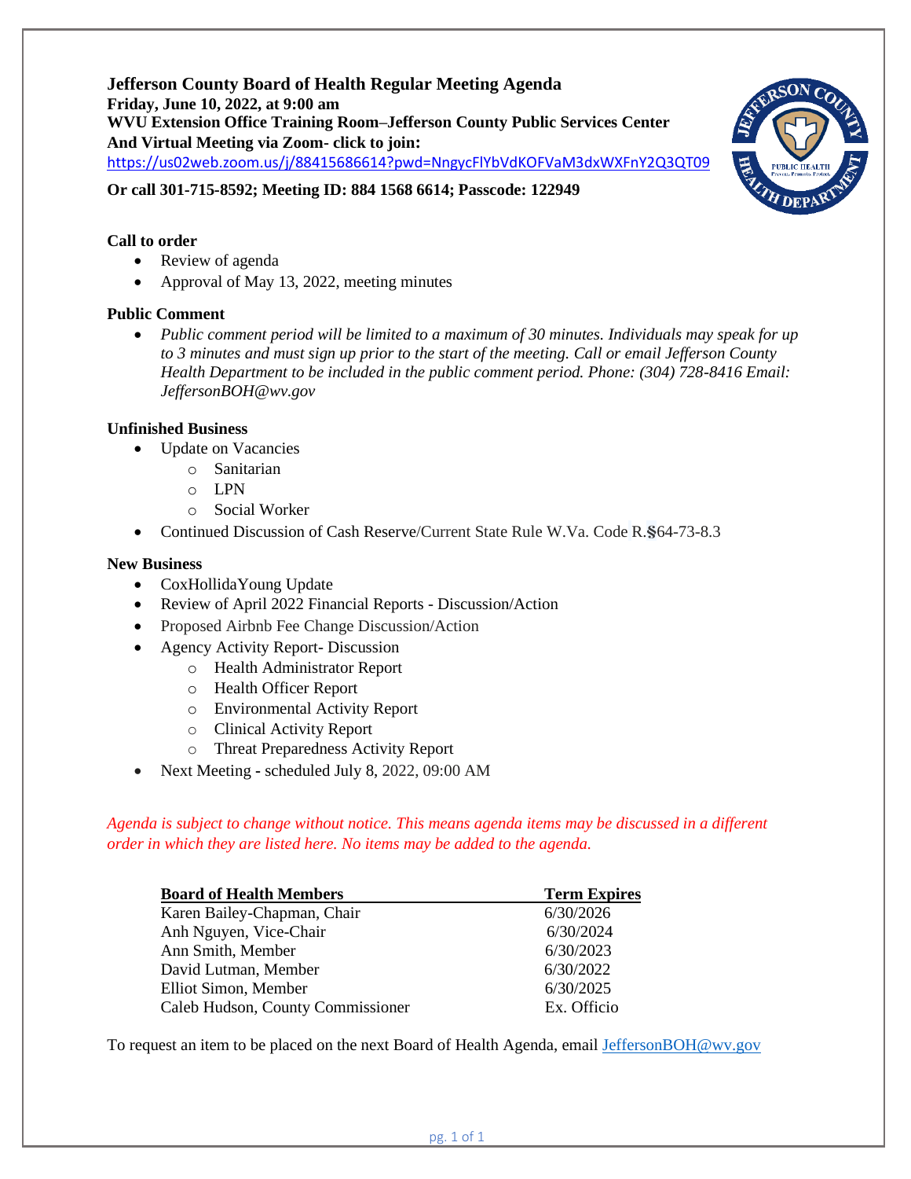# Jefferson County Board of Health Regular Meeting Agenda

**Friday, June 10, 2022, at 9:00 am**
**WVU Extension Office Training Room–Jefferson County Public Services Center**
**And Virtual Meeting via Zoom- click to join:**
https://us02web.zoom.us/j/88415686614?pwd=NngycFlYbVdKOFVaM3dxWXFnY2Q3QT09

**Or call 301-715-8592; Meeting ID: 884 1568 6614; Passcode: 122949**

### Call to order

- Review of agenda
- Approval of May 13, 2022, meeting minutes

### Public Comment

- *Public comment period will be limited to a maximum of 30 minutes. Individuals may speak for up to 3 minutes and must sign up prior to the start of the meeting. Call or email Jefferson County Health Department to be included in the public comment period. Phone: (304) 728-8416 Email: JeffersonBOH@wv.gov*

### Unfinished Business

- Update on Vacancies
  - Sanitarian
  - LPN
  - Social Worker
- Continued Discussion of Cash Reserve/Current State Rule W.Va. Code R.§64-73-8.3

### New Business

- CoxHollidaYoung Update
- Review of April 2022 Financial Reports - Discussion/Action
- Proposed Airbnb Fee Change Discussion/Action
- Agency Activity Report- Discussion
  - Health Administrator Report
  - Health Officer Report
  - Environmental Activity Report
  - Clinical Activity Report
  - Threat Preparedness Activity Report
- Next Meeting - scheduled July 8, 2022, 09:00 AM

*Agenda is subject to change without notice. This means agenda items may be discussed in a different order in which they are listed here. No items may be added to the agenda.*

| Board of Health Members | Term Expires |
|---|---|
| Karen Bailey-Chapman, Chair | 6/30/2026 |
| Anh Nguyen, Vice-Chair | 6/30/2024 |
| Ann Smith, Member | 6/30/2023 |
| David Lutman, Member | 6/30/2022 |
| Elliot Simon, Member | 6/30/2025 |
| Caleb Hudson, County Commissioner | Ex. Officio |

To request an item to be placed on the next Board of Health Agenda, email JeffersonBOH@wv.gov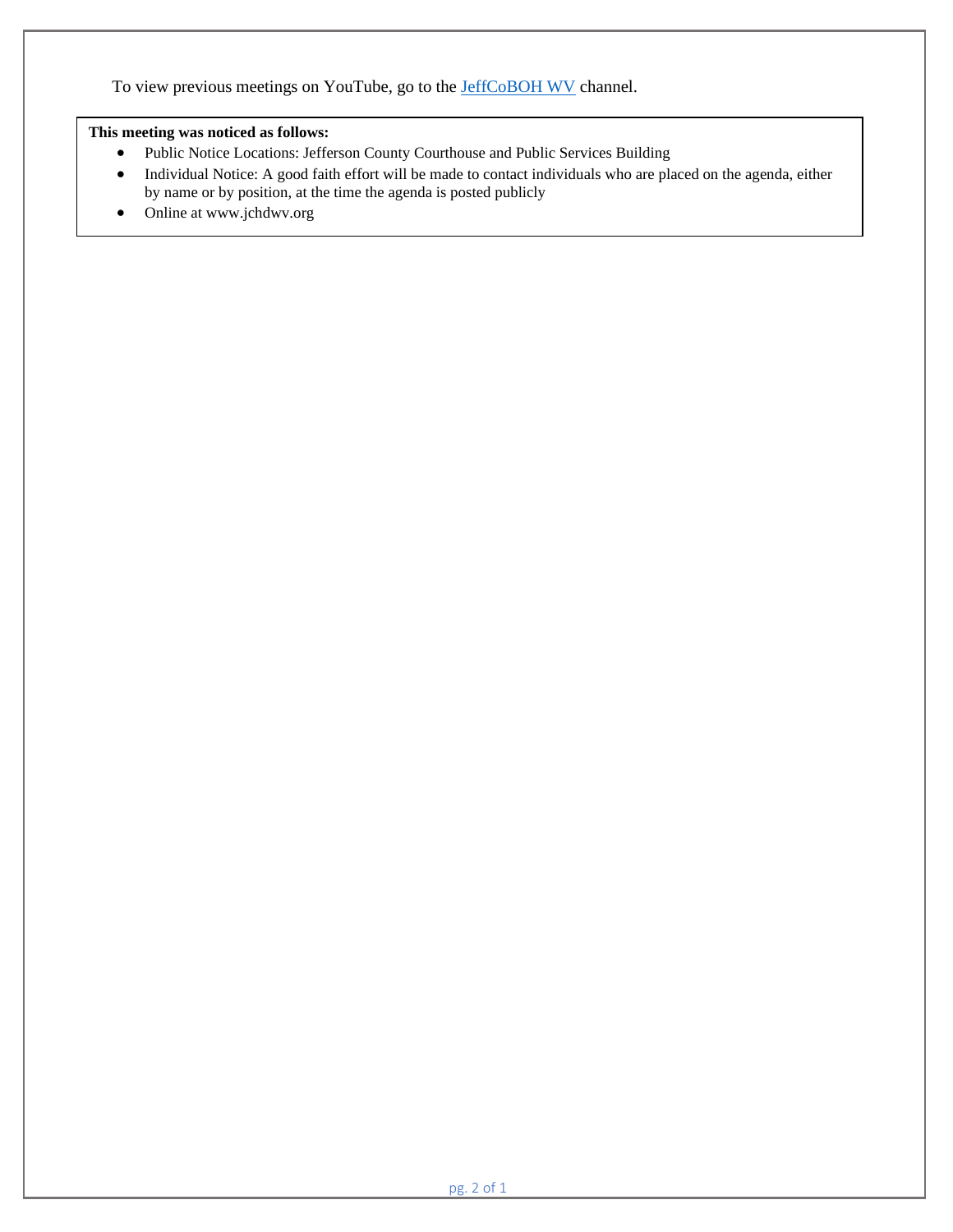To view previous meetings on YouTube, go to the JeffCoBOH WV channel.

**This meeting was noticed as follows:**

- Public Notice Locations: Jefferson County Courthouse and Public Services Building
- Individual Notice: A good faith effort will be made to contact individuals who are placed on the agenda, either by name or by position, at the time the agenda is posted publicly
- Online at www.jchdwv.org